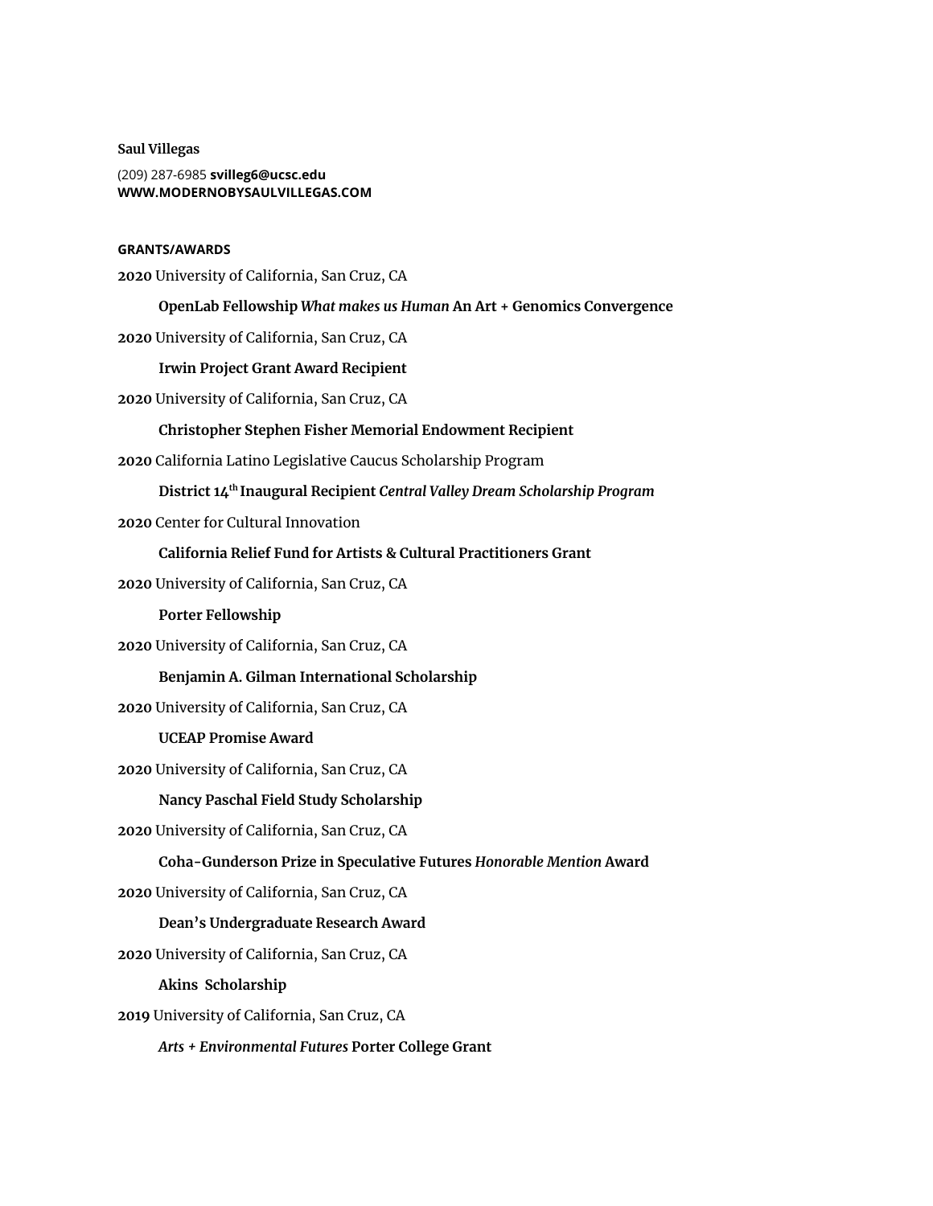**Saul Villegas**

(209) 287-6985 **svilleg6@ucsc.edu**
**WWW.MODERNOBYSAULVILLEGAS.COM**

**GRANTS/AWARDS**

**2020** University of California, San Cruz, CA

**OpenLab Fellowship** ***What makes us Human*** **An Art + Genomics Convergence**

**2020** University of California, San Cruz, CA

**Irwin Project Grant Award Recipient**

**2020** University of California, San Cruz, CA

**Christopher Stephen Fisher Memorial Endowment Recipient**

**2020** California Latino Legislative Caucus Scholarship Program

**District 14th Inaugural Recipient** ***Central Valley Dream Scholarship Program***

**2020** Center for Cultural Innovation

**California Relief Fund for Artists & Cultural Practitioners Grant**

**2020** University of California, San Cruz, CA

**Porter Fellowship**

**2020** University of California, San Cruz, CA

**Benjamin A. Gilman International Scholarship**

**2020** University of California, San Cruz, CA

**UCEAP Promise Award**

**2020** University of California, San Cruz, CA

**Nancy Paschal Field Study Scholarship**

**2020** University of California, San Cruz, CA

**Coha-Gunderson Prize in Speculative Futures** ***Honorable Mention*** **Award**

**2020** University of California, San Cruz, CA

**Dean's Undergraduate Research Award**

**2020** University of California, San Cruz, CA

**Akins Scholarship**

**2019** University of California, San Cruz, CA

***Arts + Environmental Futures*** **Porter College Grant**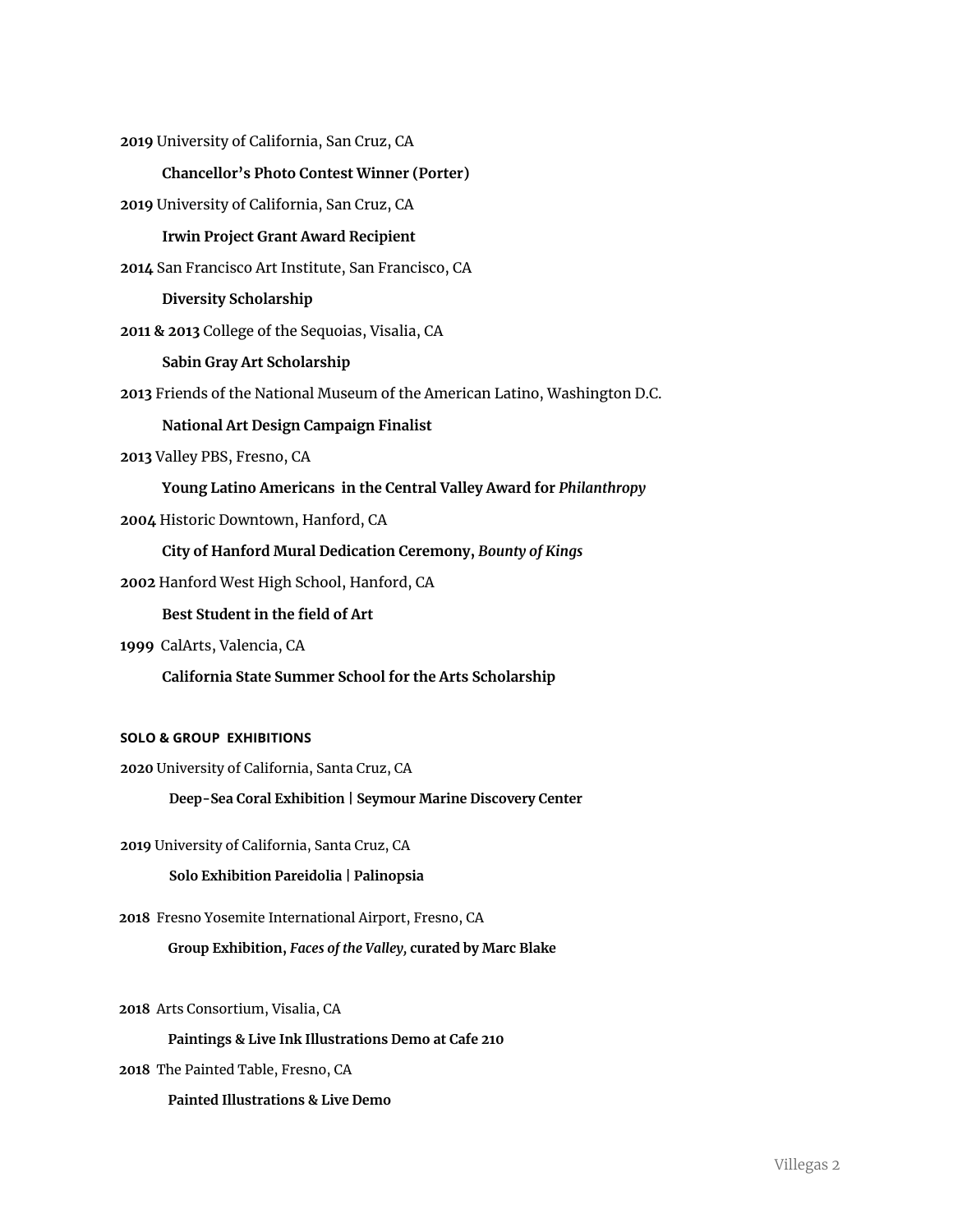**2019** University of California, San Cruz, CA

**Chancellor's Photo Contest Winner (Porter)**

**2019** University of California, San Cruz, CA

**Irwin Project Grant Award Recipient**

**2014** San Francisco Art Institute, San Francisco, CA

**Diversity Scholarship**

**2011 & 2013** College of the Sequoias, Visalia, CA

**Sabin Gray Art Scholarship**

**2013** Friends of the National Museum of the American Latino, Washington D.C.

**National Art Design Campaign Finalist**

**2013** Valley PBS, Fresno, CA

**Young Latino Americans in the Central Valley Award for *Philanthropy***

**2004** Historic Downtown, Hanford, CA

**City of Hanford Mural Dedication Ceremony, *Bounty of Kings***

**2002** Hanford West High School, Hanford, CA

**Best Student in the field of Art**

**1999** CalArts, Valencia, CA

**California State Summer School for the Arts Scholarship**

#### SOLO & GROUP EXHIBITIONS

**2020** University of California, Santa Cruz, CA

**Deep-Sea Coral Exhibition | Seymour Marine Discovery Center**

**2019** University of California, Santa Cruz, CA

**Solo Exhibition Pareidolia | Palinopsia**

**2018** Fresno Yosemite International Airport, Fresno, CA

**Group Exhibition, *Faces of the Valley,* curated by Marc Blake**

**2018** Arts Consortium, Visalia, CA

**Paintings & Live Ink Illustrations Demo at Cafe 210**

**2018** The Painted Table, Fresno, CA

**Painted Illustrations & Live Demo**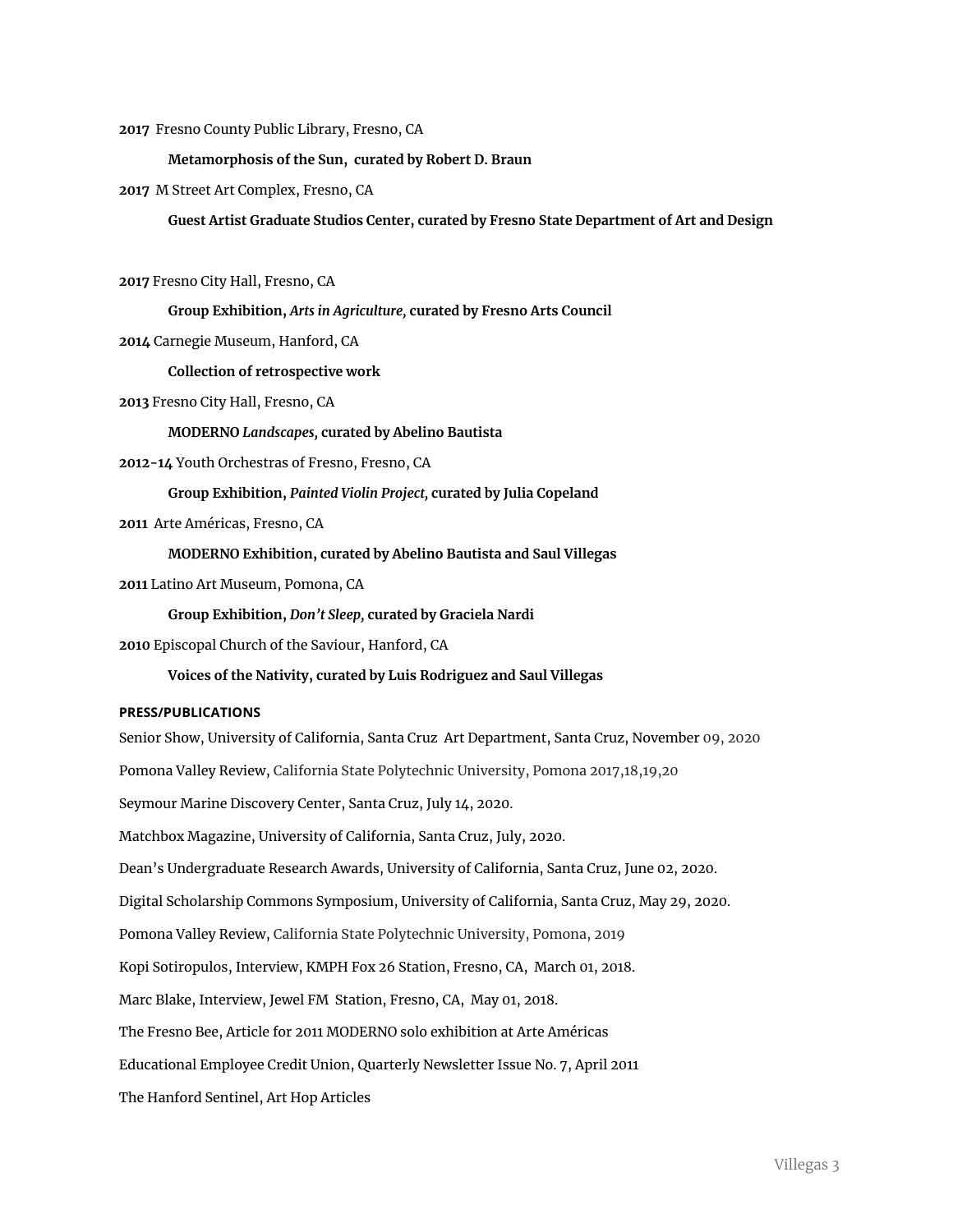**2017** Fresno County Public Library, Fresno, CA

**Metamorphosis of the Sun, curated by Robert D. Braun**

**2017** M Street Art Complex, Fresno, CA

**Guest Artist Graduate Studios Center, curated by Fresno State Department of Art and Design**

**2017** Fresno City Hall, Fresno, CA

**Group Exhibition, *Arts in Agriculture,* curated by Fresno Arts Council**

**2014** Carnegie Museum, Hanford, CA

**Collection of retrospective work**

**2013** Fresno City Hall, Fresno, CA

**MODERNO *Landscapes,* curated by Abelino Bautista**

**2012-14** Youth Orchestras of Fresno, Fresno, CA

**Group Exhibition, *Painted Violin Project,* curated by Julia Copeland**

**2011** Arte Américas, Fresno, CA

**MODERNO Exhibition, curated by Abelino Bautista and Saul Villegas**

**2011** Latino Art Museum, Pomona, CA

**Group Exhibition, *Don't Sleep,* curated by Graciela Nardi**

**2010** Episcopal Church of the Saviour, Hanford, CA

**Voices of the Nativity, curated by Luis Rodriguez and Saul Villegas**

**PRESS/PUBLICATIONS**

Senior Show, University of California, Santa Cruz Art Department, Santa Cruz, November 09, 2020

Pomona Valley Review, California State Polytechnic University, Pomona 2017,18,19,20

Seymour Marine Discovery Center, Santa Cruz, July 14, 2020.

Matchbox Magazine, University of California, Santa Cruz, July, 2020.

Dean's Undergraduate Research Awards, University of California, Santa Cruz, June 02, 2020.

Digital Scholarship Commons Symposium, University of California, Santa Cruz, May 29, 2020.

Pomona Valley Review, California State Polytechnic University, Pomona, 2019

Kopi Sotiropulos, Interview, KMPH Fox 26 Station, Fresno, CA, March 01, 2018.

Marc Blake, Interview, Jewel FM Station, Fresno, CA, May 01, 2018.

The Fresno Bee, Article for 2011 MODERNO solo exhibition at Arte Américas

Educational Employee Credit Union, Quarterly Newsletter Issue No. 7, April 2011

The Hanford Sentinel, Art Hop Articles